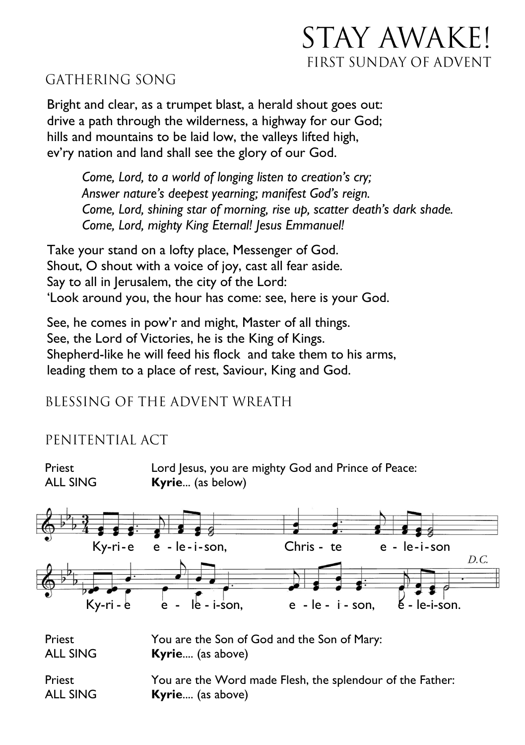# STAY AWAKE!

## FIRST SUNDAY OF ADVENT

### GATHERING SONG

Bright and clear, as a trumpet blast, a herald shout goes out:
drive a path through the wilderness, a highway for our God;
hills and mountains to be laid low, the valleys lifted high,
ev'ry nation and land shall see the glory of our God.

> *Come, Lord, to a world of longing listen to creation's cry;*
> *Answer nature's deepest yearning; manifest God's reign.*
> *Come, Lord, shining star of morning, rise up, scatter death's dark shade.*
> *Come, Lord, mighty King Eternal! Jesus Emmanuel!*

Take your stand on a lofty place, Messenger of God.
Shout, O shout with a voice of joy, cast all fear aside.
Say to all in Jerusalem, the city of the Lord:
'Look around you, the hour has come: see, here is your God.

See, he comes in pow'r and might, Master of all things.
See, the Lord of Victories, he is the King of Kings.
Shepherd-like he will feed his flock and take them to his arms,
leading them to a place of rest, Saviour, King and God.

### BLESSING OF THE ADVENT WREATH

### PENITENTIAL ACT

| | |
|---|---|
| Priest | Lord Jesus, you are mighty God and Prince of Peace: |
| ALL SING | **Kyrie**... (as below) |

Ky-ri-e e-le-i-son, Chris-te e-le-i-son
Ky-ri-e e-le-i-son, e-le-i-son, e-le-i-son. *D.C.*

| | |
|---|---|
| Priest | You are the Son of God and the Son of Mary: |
| ALL SING | **Kyrie**.... (as above) |
| Priest | You are the Word made Flesh, the splendour of the Father: |
| ALL SING | **Kyrie**.... (as above) |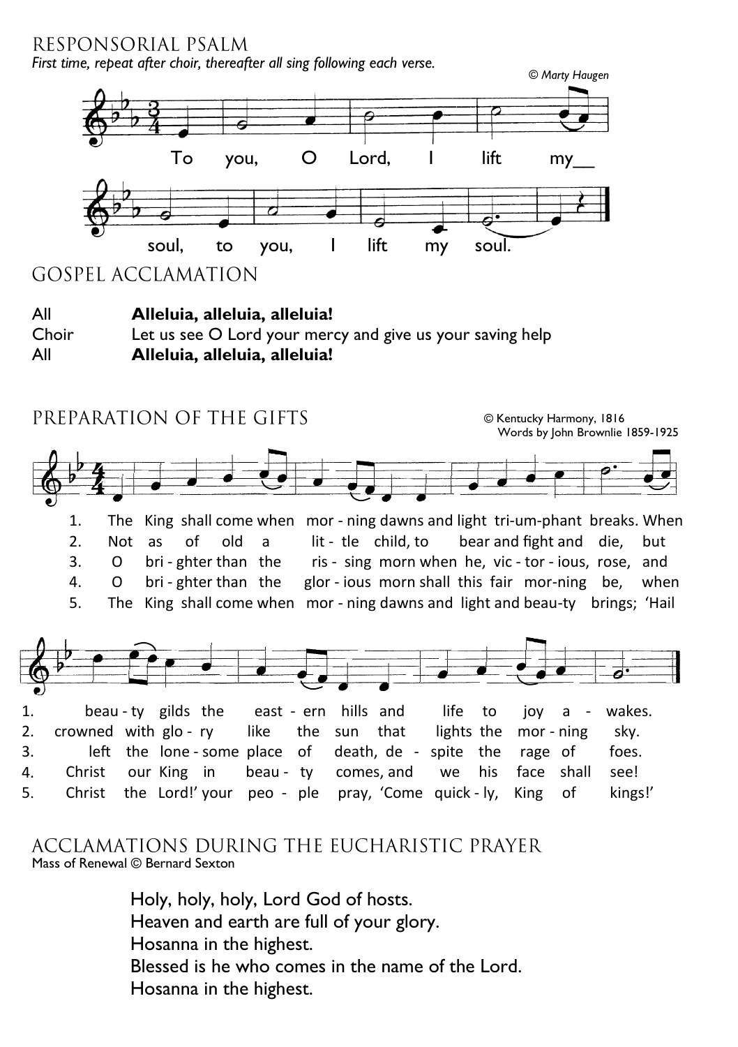## RESPONSORIAL PSALM

*First time, repeat after choir, thereafter all sing following each verse.*

© *Marty Haugen*

To you, O Lord, I lift my soul, to you, I lift my soul.

## GOSPEL ACCLAMATION

| | |
|---|---|
| All | **Alleluia, alleluia, alleluia!** |
| Choir | Let us see O Lord your mercy and give us your saving help |
| All | **Alleluia, alleluia, alleluia!** |

## PREPARATION OF THE GIFTS

© Kentucky Harmony, 1816
Words by John Brownlie 1859-1925

1. The King shall come when morning dawns and light triumphant breaks. When beauty gilds the eastern hills and life to joy awakes.
2. Not as of old a little child, to bear and fight and die, but crowned with glory like the sun that lights the morning sky.
3. O brighter than the rising morn when he, victorious, rose, and left the lonesome place of death, despite the rage of foes.
4. O brighter than the glorious morn shall this fair morning be, when Christ our King in beauty comes, and we his face shall see!
5. The King shall come when morning dawns and light and beauty brings; 'Hail Christ the Lord!' your people pray, 'Come quickly, King of kings!'

## ACCLAMATIONS DURING THE EUCHARISTIC PRAYER

Mass of Renewal © Bernard Sexton

Holy, holy, holy, Lord God of hosts.
Heaven and earth are full of your glory.
Hosanna in the highest.
Blessed is he who comes in the name of the Lord.
Hosanna in the highest.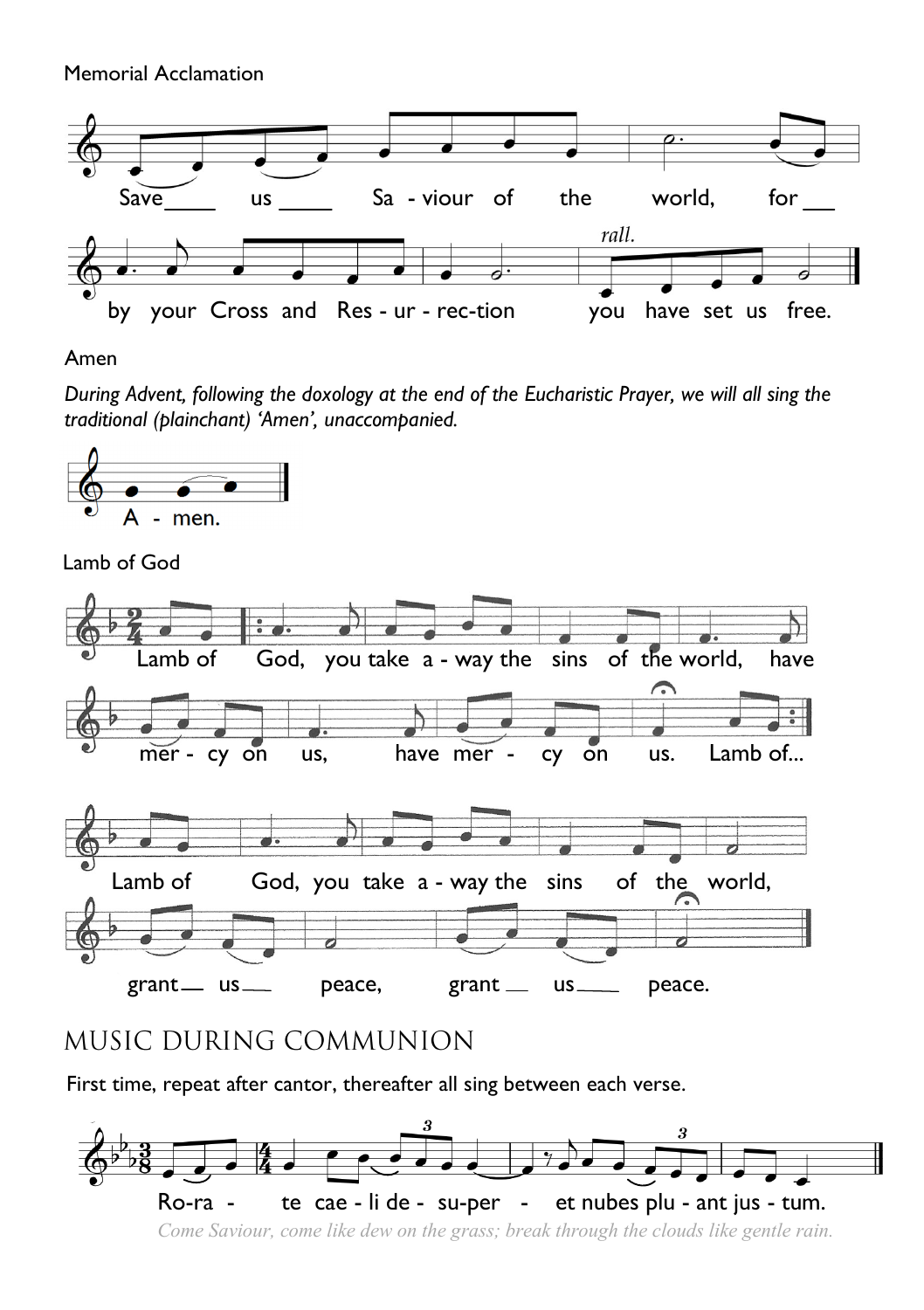Memorial Acclamation

Save us Sa - viour of the world, for
by your Cross and Res - ur - rec-tion *rall.* you have set us free.

Amen

*During Advent, following the doxology at the end of the Eucharistic Prayer, we will all sing the traditional (plainchant) 'Amen', unaccompanied.*

A - men.

Lamb of God

Lamb of God, you take a - way the sins of the world, have
mer - cy on us, have mer - cy on us. Lamb of...

Lamb of God, you take a - way the sins of the world,
grant us peace, grant us peace.

## MUSIC DURING COMMUNION

First time, repeat after cantor, thereafter all sing between each verse.

Ro-ra - te cae - li de - su-per - et nubes plu - ant jus - tum.

*Come Saviour, come like dew on the grass; break through the clouds like gentle rain.*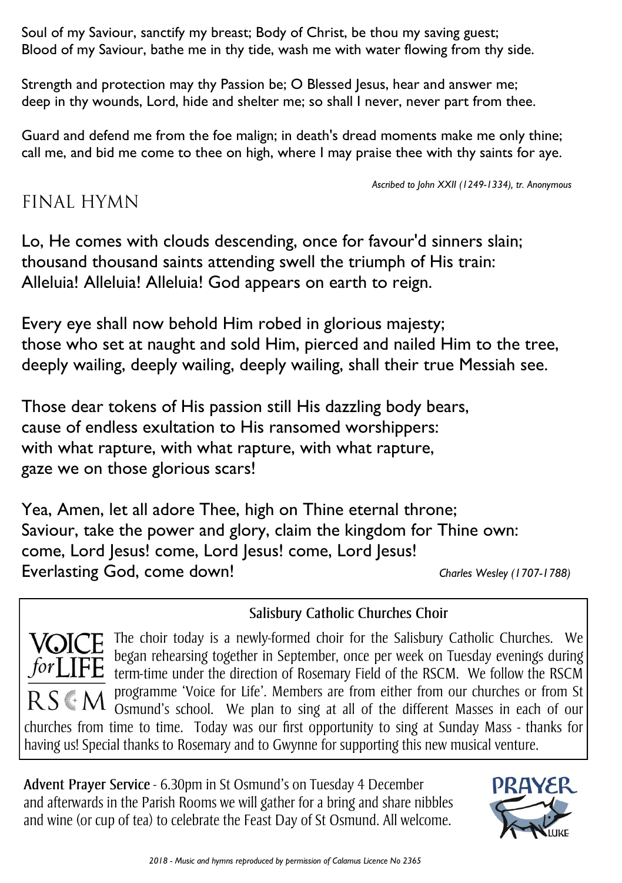Soul of my Saviour, sanctify my breast; Body of Christ, be thou my saving guest;
Blood of my Saviour, bathe me in thy tide, wash me with water flowing from thy side.

Strength and protection may thy Passion be; O Blessed Jesus, hear and answer me;
deep in thy wounds, Lord, hide and shelter me; so shall I never, never part from thee.

Guard and defend me from the foe malign; in death's dread moments make me only thine;
call me, and bid me come to thee on high, where I may praise thee with thy saints for aye.

*Ascribed to John XXII (1249-1334), tr. Anonymous*

## FINAL HYMN

Lo, He comes with clouds descending, once for favour'd sinners slain;
thousand thousand saints attending swell the triumph of His train:
Alleluia! Alleluia! Alleluia! God appears on earth to reign.

Every eye shall now behold Him robed in glorious majesty;
those who set at naught and sold Him, pierced and nailed Him to the tree,
deeply wailing, deeply wailing, deeply wailing, shall their true Messiah see.

Those dear tokens of His passion still His dazzling body bears,
cause of endless exultation to His ransomed worshippers:
with what rapture, with what rapture, with what rapture,
gaze we on those glorious scars!

Yea, Amen, let all adore Thee, high on Thine eternal throne;
Saviour, take the power and glory, claim the kingdom for Thine own:
come, Lord Jesus! come, Lord Jesus! come, Lord Jesus!
Everlasting God, come down!

*Charles Wesley (1707-1788)*

### Salisbury Catholic Churches Choir

VOICE *for* LIFE

RSCM

The choir today is a newly-formed choir for the Salisbury Catholic Churches. We began rehearsing together in September, once per week on Tuesday evenings during term-time under the direction of Rosemary Field of the RSCM. We follow the RSCM programme 'Voice for Life'. Members are from either from our churches or from St Osmund's school. We plan to sing at all of the different Masses in each of our churches from time to time. Today was our first opportunity to sing at Sunday Mass - thanks for having us! Special thanks to Rosemary and to Gwynne for supporting this new musical venture.

**Advent Prayer Service** - 6.30pm in St Osmund's on Tuesday 4 December and afterwards in the Parish Rooms we will gather for a bring and share nibbles and wine (or cup of tea) to celebrate the Feast Day of St Osmund. All welcome.

PRAYER

LUKE

*2018 - Music and hymns reproduced by permission of Calamus Licence No 2365*